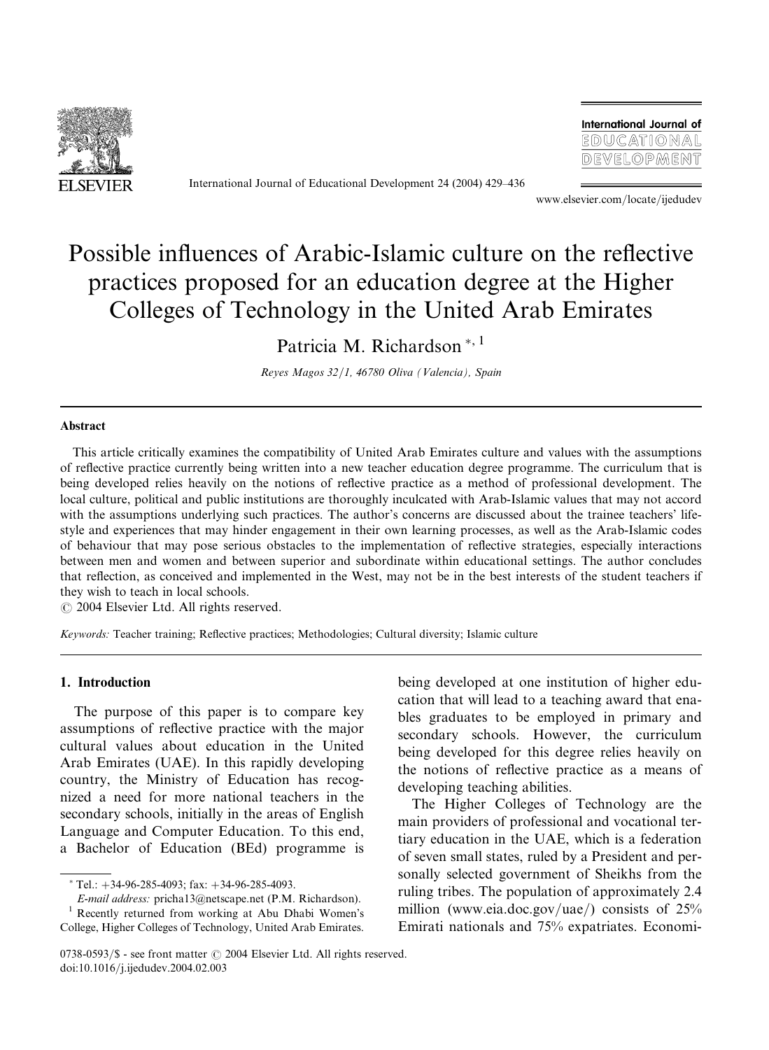# Possible influences of Arabic-Islamic culture on the reflective practices proposed for an education degree at the Higher Colleges of Technology in the United Arab Emirates

Patricia M. Richardson [*, 1]

*Reyes Magos 32/1, 46780 Oliva (Valencia), Spain*

## Abstract

This article critically examines the compatibility of United Arab Emirates culture and values with the assumptions of reflective practice currently being written into a new teacher education degree programme. The curriculum that is being developed relies heavily on the notions of reflective practice as a method of professional development. The local culture, political and public institutions are thoroughly inculcated with Arab-Islamic values that may not accord with the assumptions underlying such practices. The author's concerns are discussed about the trainee teachers' lifestyle and experiences that may hinder engagement in their own learning processes, as well as the Arab-Islamic codes of behaviour that may pose serious obstacles to the implementation of reflective strategies, especially interactions between men and women and between superior and subordinate within educational settings. The author concludes that reflection, as conceived and implemented in the West, may not be in the best interests of the student teachers if they wish to teach in local schools.

© 2004 Elsevier Ltd. All rights reserved.

*Keywords:* Teacher training; Reflective practices; Methodologies; Cultural diversity; Islamic culture

## 1. Introduction

The purpose of this paper is to compare key assumptions of reflective practice with the major cultural values about education in the United Arab Emirates (UAE). In this rapidly developing country, the Ministry of Education has recognized a need for more national teachers in the secondary schools, initially in the areas of English Language and Computer Education. To this end, a Bachelor of Education (BEd) programme is being developed at one institution of higher education that will lead to a teaching award that enables graduates to be employed in primary and secondary schools. However, the curriculum being developed for this degree relies heavily on the notions of reflective practice as a means of developing teaching abilities.

The Higher Colleges of Technology are the main providers of professional and vocational tertiary education in the UAE, which is a federation of seven small states, ruled by a President and personally selected government of Sheikhs from the ruling tribes. The population of approximately 2.4 million (www.eia.doc.gov/uae/) consists of 25% Emirati nationals and 75% expatriates. Economi-

---

[*] Tel.: +34-96-285-4093; fax: +34-96-285-4093.

*E-mail address:* pricha13@netscape.net (P.M. Richardson).

[1] Recently returned from working at Abu Dhabi Women's College, Higher Colleges of Technology, United Arab Emirates.

0738-0593/$ - see front matter © 2004 Elsevier Ltd. All rights reserved.
doi:10.1016/j.ijedudev.2004.02.003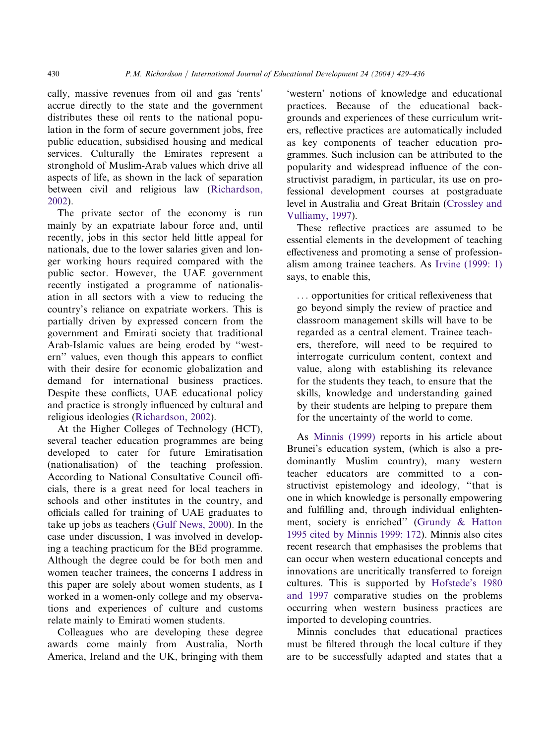cally, massive revenues from oil and gas 'rents' accrue directly to the state and the government distributes these oil rents to the national population in the form of secure government jobs, free public education, subsidised housing and medical services. Culturally the Emirates represent a stronghold of Muslim-Arab values which drive all aspects of life, as shown in the lack of separation between civil and religious law (Richardson, 2002).

The private sector of the economy is run mainly by an expatriate labour force and, until recently, jobs in this sector held little appeal for nationals, due to the lower salaries given and longer working hours required compared with the public sector. However, the UAE government recently instigated a programme of nationalisation in all sectors with a view to reducing the country's reliance on expatriate workers. This is partially driven by expressed concern from the government and Emirati society that traditional Arab-Islamic values are being eroded by "western" values, even though this appears to conflict with their desire for economic globalization and demand for international business practices. Despite these conflicts, UAE educational policy and practice is strongly influenced by cultural and religious ideologies (Richardson, 2002).

At the Higher Colleges of Technology (HCT), several teacher education programmes are being developed to cater for future Emiratisation (nationalisation) of the teaching profession. According to National Consultative Council officials, there is a great need for local teachers in schools and other institutes in the country, and officials called for training of UAE graduates to take up jobs as teachers (Gulf News, 2000). In the case under discussion, I was involved in developing a teaching practicum for the BEd programme. Although the degree could be for both men and women teacher trainees, the concerns I address in this paper are solely about women students, as I worked in a women-only college and my observations and experiences of culture and customs relate mainly to Emirati women students.

Colleagues who are developing these degree awards come mainly from Australia, North America, Ireland and the UK, bringing with them 'western' notions of knowledge and educational practices. Because of the educational backgrounds and experiences of these curriculum writers, reflective practices are automatically included as key components of teacher education programmes. Such inclusion can be attributed to the popularity and widespread influence of the constructivist paradigm, in particular, its use on professional development courses at postgraduate level in Australia and Great Britain (Crossley and Vulliamy, 1997).

These reflective practices are assumed to be essential elements in the development of teaching effectiveness and promoting a sense of professionalism among trainee teachers. As Irvine (1999: 1) says, to enable this,

> ... opportunities for critical reflexiveness that go beyond simply the review of practice and classroom management skills will have to be regarded as a central element. Trainee teachers, therefore, will need to be required to interrogate curriculum content, context and value, along with establishing its relevance for the students they teach, to ensure that the skills, knowledge and understanding gained by their students are helping to prepare them for the uncertainty of the world to come.

As Minnis (1999) reports in his article about Brunei's education system, (which is also a predominantly Muslim country), many western teacher educators are committed to a constructivist epistemology and ideology, "that is one in which knowledge is personally empowering and fulfilling and, through individual enlightenment, society is enriched" (Grundy & Hatton 1995 cited by Minnis 1999: 172). Minnis also cites recent research that emphasises the problems that can occur when western educational concepts and innovations are uncritically transferred to foreign cultures. This is supported by Hofstede's 1980 and 1997 comparative studies on the problems occurring when western business practices are imported to developing countries.

Minnis concludes that educational practices must be filtered through the local culture if they are to be successfully adapted and states that a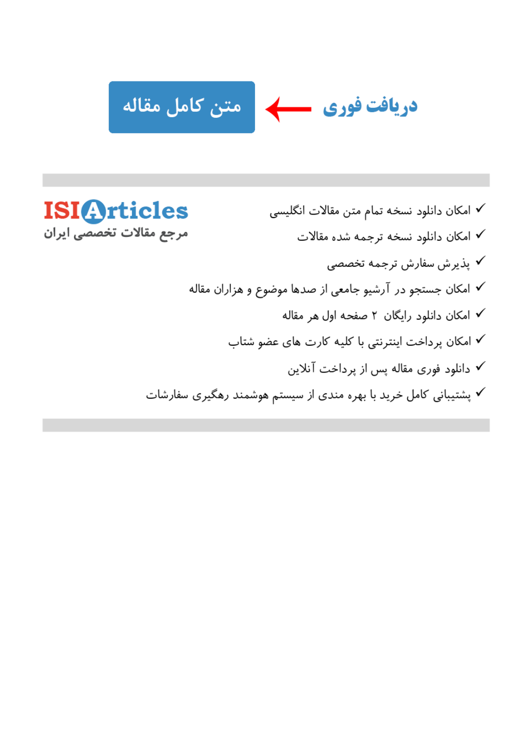دریافت فوری ← **متن کامل مقاله**

**ISIArticles**
مرجع مقالات تخصصی ایران

- ✓ امکان دانلود نسخه تمام متن مقالات انگلیسی
- ✓ امکان دانلود نسخه ترجمه شده مقالات
- ✓ پذیرش سفارش ترجمه تخصصی
- ✓ امکان جستجو در آرشیو جامعی از صدها موضوع و هزاران مقاله
- ✓ امکان دانلود رایگان ۲ صفحه اول هر مقاله
- ✓ امکان پرداخت اینترنتی با کلیه کارت های عضو شتاب
- ✓ دانلود فوری مقاله پس از پرداخت آنلاین
- ✓ پشتیبانی کامل خرید با بهره مندی از سیستم هوشمند رهگیری سفارشات